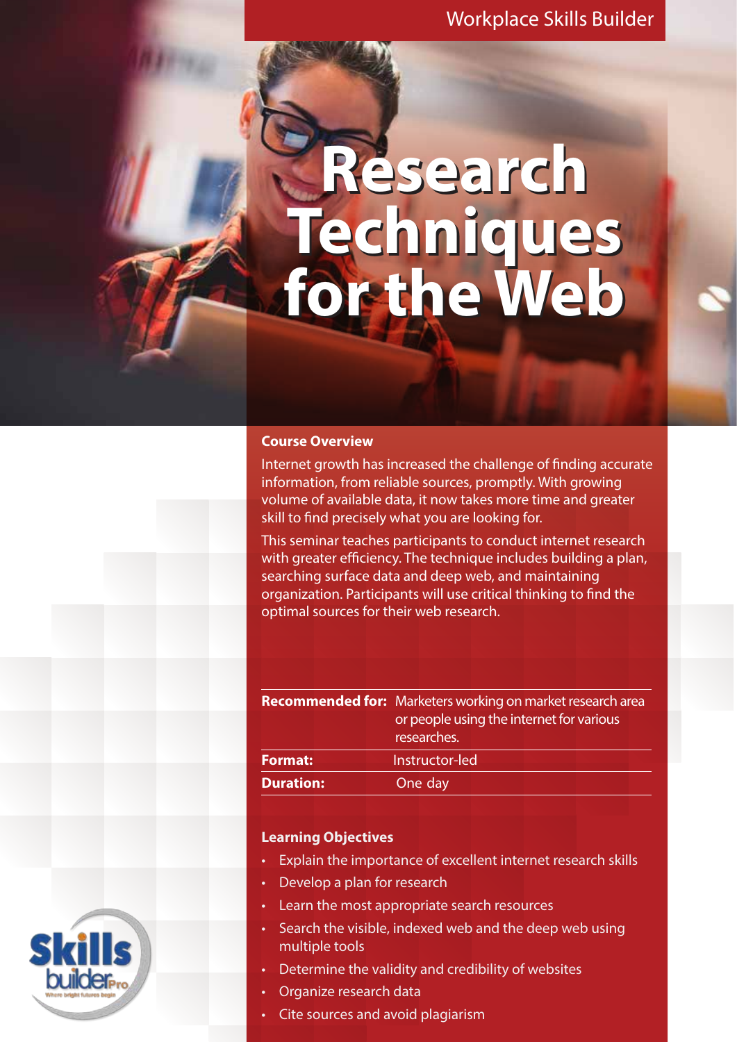Workplace Skills Builder

# Research Techniques for the Web

## Course Overview

Internet growth has increased the challenge of finding accurate information, from reliable sources, promptly. With growing volume of available data, it now takes more time and greater skill to find precisely what you are looking for.

This seminar teaches participants to conduct internet research with greater efficiency. The technique includes building a plan, searching surface data and deep web, and maintaining organization. Participants will use critical thinking to find the optimal sources for their web research.

| | |
|---|---|
| **Recommended for:** | Marketers working on market research area or people using the internet for various researches. |
| **Format:** | Instructor-led |
| **Duration:** | One day |

## Learning Objectives

- Explain the importance of excellent internet research skills
- Develop a plan for research
- Learn the most appropriate search resources
- Search the visible, indexed web and the deep web using multiple tools
- Determine the validity and credibility of websites
- Organize research data
- Cite sources and avoid plagiarism

Skills builder Pro

Where bright futures begin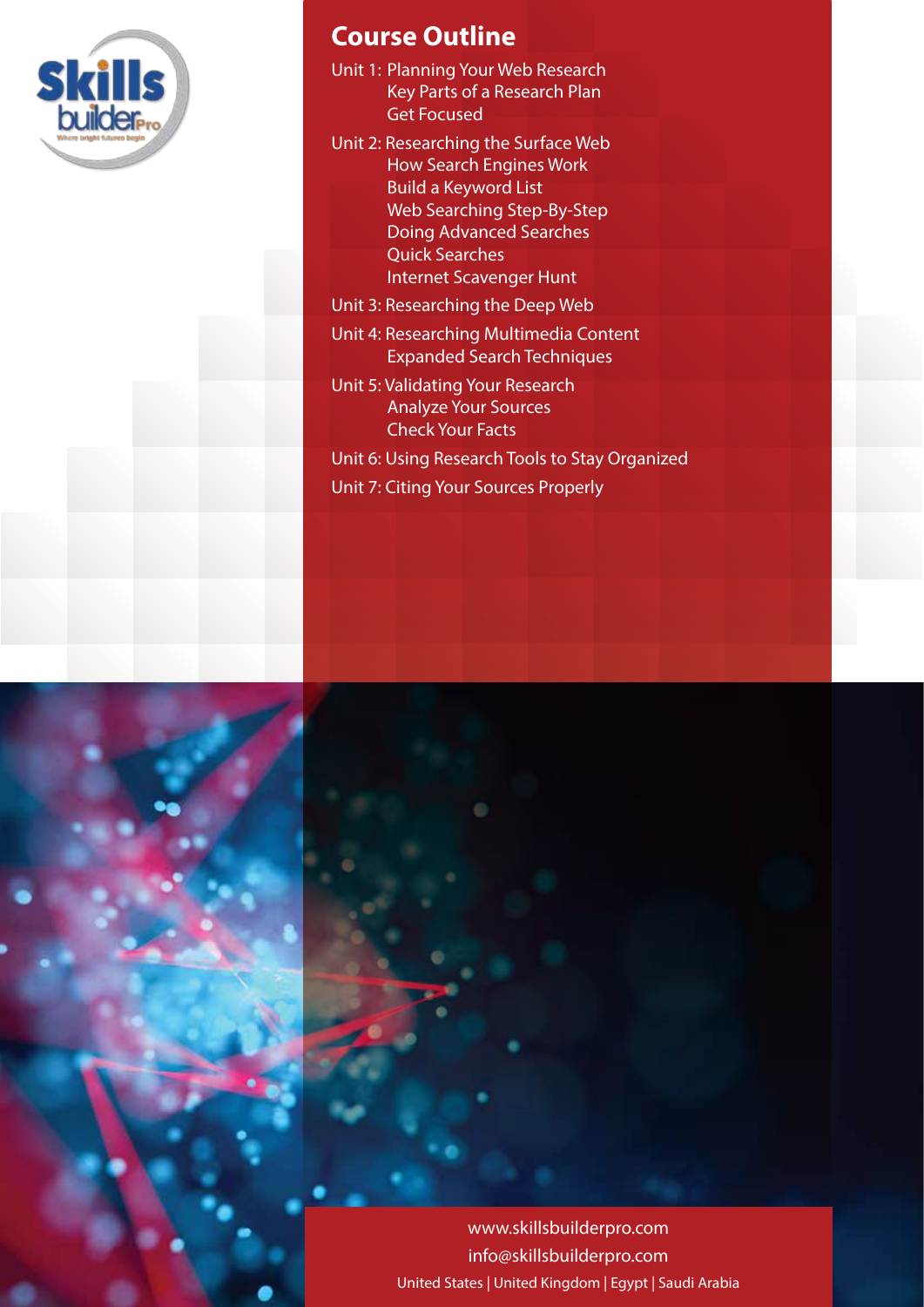## Course Outline

Unit 1: Planning Your Web Research
- Key Parts of a Research Plan
- Get Focused

Unit 2: Researching the Surface Web
- How Search Engines Work
- Build a Keyword List
- Web Searching Step-By-Step
- Doing Advanced Searches
- Quick Searches
- Internet Scavenger Hunt

Unit 3: Researching the Deep Web

Unit 4: Researching Multimedia Content
- Expanded Search Techniques

Unit 5: Validating Your Research
- Analyze Your Sources
- Check Your Facts

Unit 6: Using Research Tools to Stay Organized

Unit 7: Citing Your Sources Properly

www.skillsbuilderpro.com

info@skillsbuilderpro.com

United States | United Kingdom | Egypt | Saudi Arabia